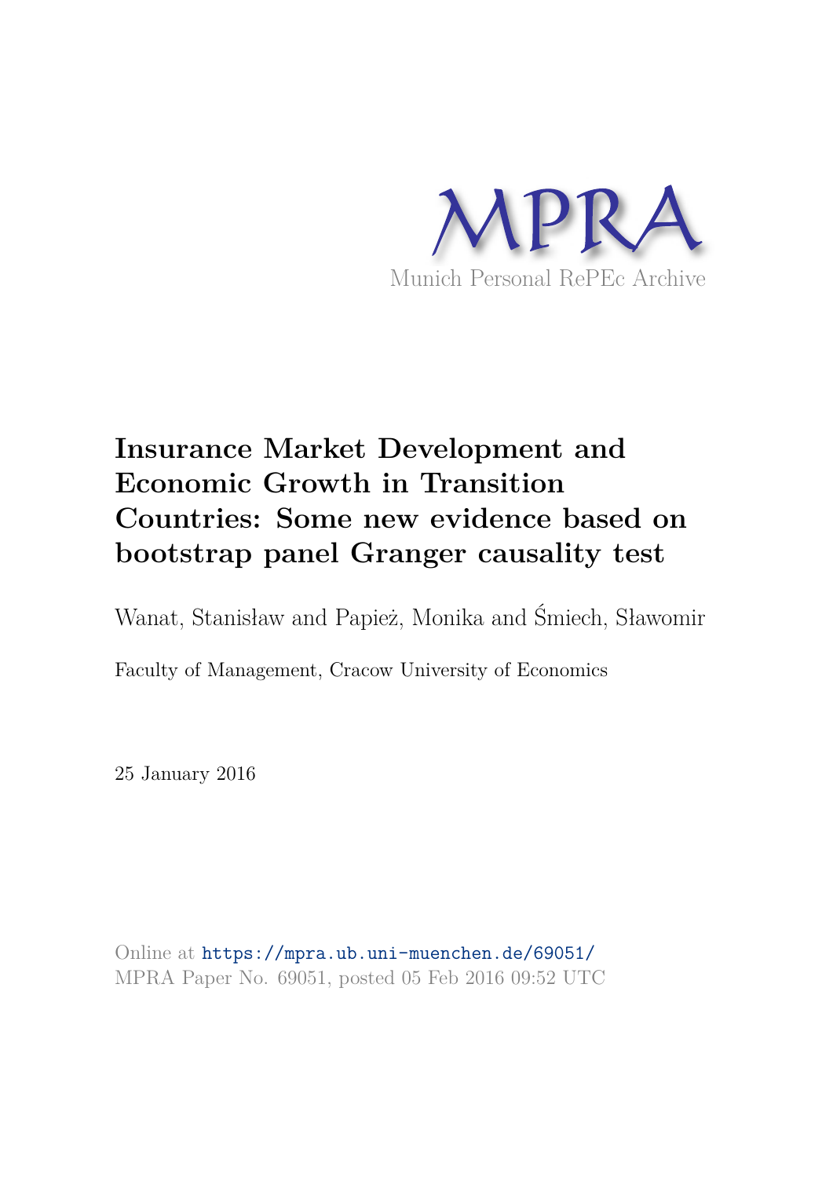MPRA

Munich Personal RePEc Archive

# Insurance Market Development and Economic Growth in Transition Countries: Some new evidence based on bootstrap panel Granger causality test

Wanat, Stanisław and Papież, Monika and Śmiech, Sławomir

Faculty of Management, Cracow University of Economics

25 January 2016

Online at https://mpra.ub.uni-muenchen.de/69051/
MPRA Paper No. 69051, posted 05 Feb 2016 09:52 UTC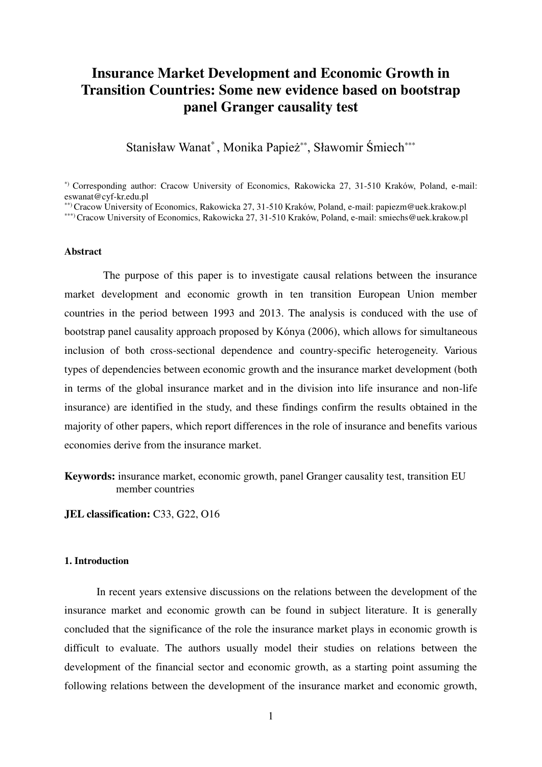#### Insurance Market Development and Economic Growth in Transition Countries: Some new evidence based on bootstrap panel Granger causality test

Stanisław Wanat[*], Monika Papież[**], Sławomir Śmiech[***]

[*] Corresponding author: Cracow University of Economics, Rakowicka 27, 31-510 Kraków, Poland, e-mail: eswanat@cyf-kr.edu.pl

[**] Cracow University of Economics, Rakowicka 27, 31-510 Kraków, Poland, e-mail: papiezm@uek.krakow.pl

[***] Cracow University of Economics, Rakowicka 27, 31-510 Kraków, Poland, e-mail: smiechs@uek.krakow.pl

**Abstract**

The purpose of this paper is to investigate causal relations between the insurance market development and economic growth in ten transition European Union member countries in the period between 1993 and 2013. The analysis is conduced with the use of bootstrap panel causality approach proposed by Kónya (2006), which allows for simultaneous inclusion of both cross-sectional dependence and country-specific heterogeneity. Various types of dependencies between economic growth and the insurance market development (both in terms of the global insurance market and in the division into life insurance and non-life insurance) are identified in the study, and these findings confirm the results obtained in the majority of other papers, which report differences in the role of insurance and benefits various economies derive from the insurance market.

**Keywords:** insurance market, economic growth, panel Granger causality test, transition EU member countries

**JEL classification:** C33, G22, O16

##### 1. Introduction

In recent years extensive discussions on the relations between the development of the insurance market and economic growth can be found in subject literature. It is generally concluded that the significance of the role the insurance market plays in economic growth is difficult to evaluate. The authors usually model their studies on relations between the development of the financial sector and economic growth, as a starting point assuming the following relations between the development of the insurance market and economic growth,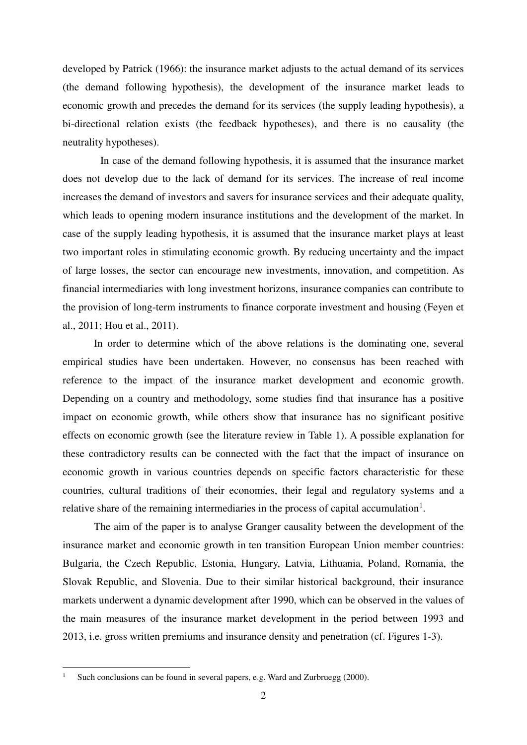developed by Patrick (1966): the insurance market adjusts to the actual demand of its services (the demand following hypothesis), the development of the insurance market leads to economic growth and precedes the demand for its services (the supply leading hypothesis), a bi-directional relation exists (the feedback hypotheses), and there is no causality (the neutrality hypotheses).

In case of the demand following hypothesis, it is assumed that the insurance market does not develop due to the lack of demand for its services. The increase of real income increases the demand of investors and savers for insurance services and their adequate quality, which leads to opening modern insurance institutions and the development of the market. In case of the supply leading hypothesis, it is assumed that the insurance market plays at least two important roles in stimulating economic growth. By reducing uncertainty and the impact of large losses, the sector can encourage new investments, innovation, and competition. As financial intermediaries with long investment horizons, insurance companies can contribute to the provision of long-term instruments to finance corporate investment and housing (Feyen et al., 2011; Hou et al., 2011).

In order to determine which of the above relations is the dominating one, several empirical studies have been undertaken. However, no consensus has been reached with reference to the impact of the insurance market development and economic growth. Depending on a country and methodology, some studies find that insurance has a positive impact on economic growth, while others show that insurance has no significant positive effects on economic growth (see the literature review in Table 1). A possible explanation for these contradictory results can be connected with the fact that the impact of insurance on economic growth in various countries depends on specific factors characteristic for these countries, cultural traditions of their economies, their legal and regulatory systems and a relative share of the remaining intermediaries in the process of capital accumulation[1].

The aim of the paper is to analyse Granger causality between the development of the insurance market and economic growth in ten transition European Union member countries: Bulgaria, the Czech Republic, Estonia, Hungary, Latvia, Lithuania, Poland, Romania, the Slovak Republic, and Slovenia. Due to their similar historical background, their insurance markets underwent a dynamic development after 1990, which can be observed in the values of the main measures of the insurance market development in the period between 1993 and 2013, i.e. gross written premiums and insurance density and penetration (cf. Figures 1-3).

[1] Such conclusions can be found in several papers, e.g. Ward and Zurbruegg (2000).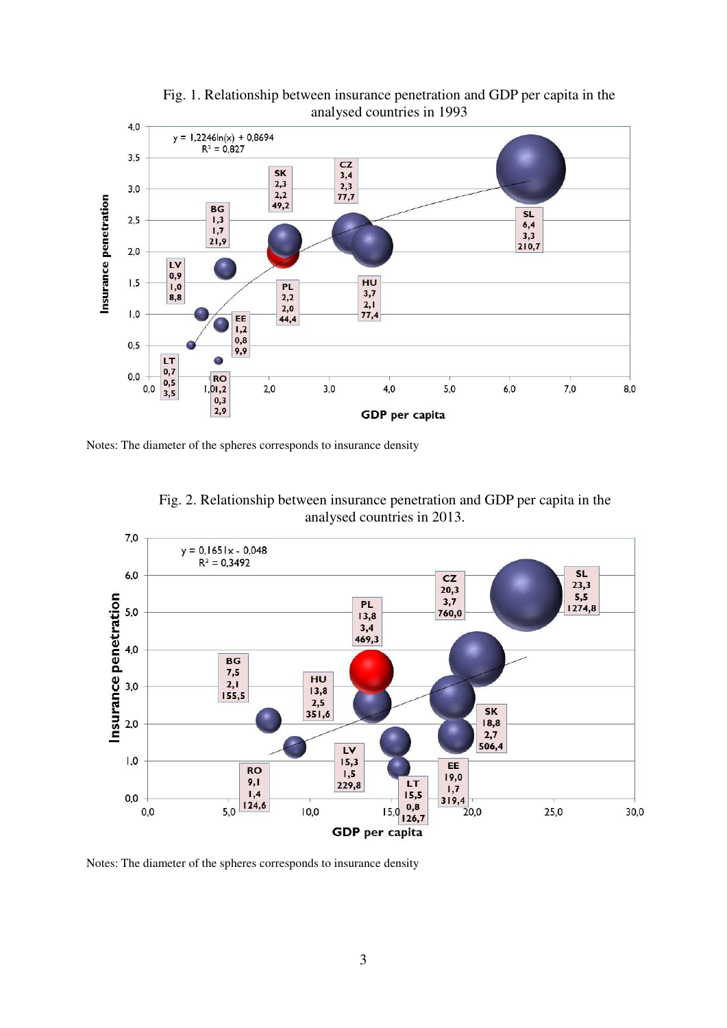Fig. 1. Relationship between insurance penetration and GDP per capita in the analysed countries in 1993

Notes: The diameter of the spheres corresponds to insurance density

Fig. 2. Relationship between insurance penetration and GDP per capita in the analysed countries in 2013.

Notes: The diameter of the spheres corresponds to insurance density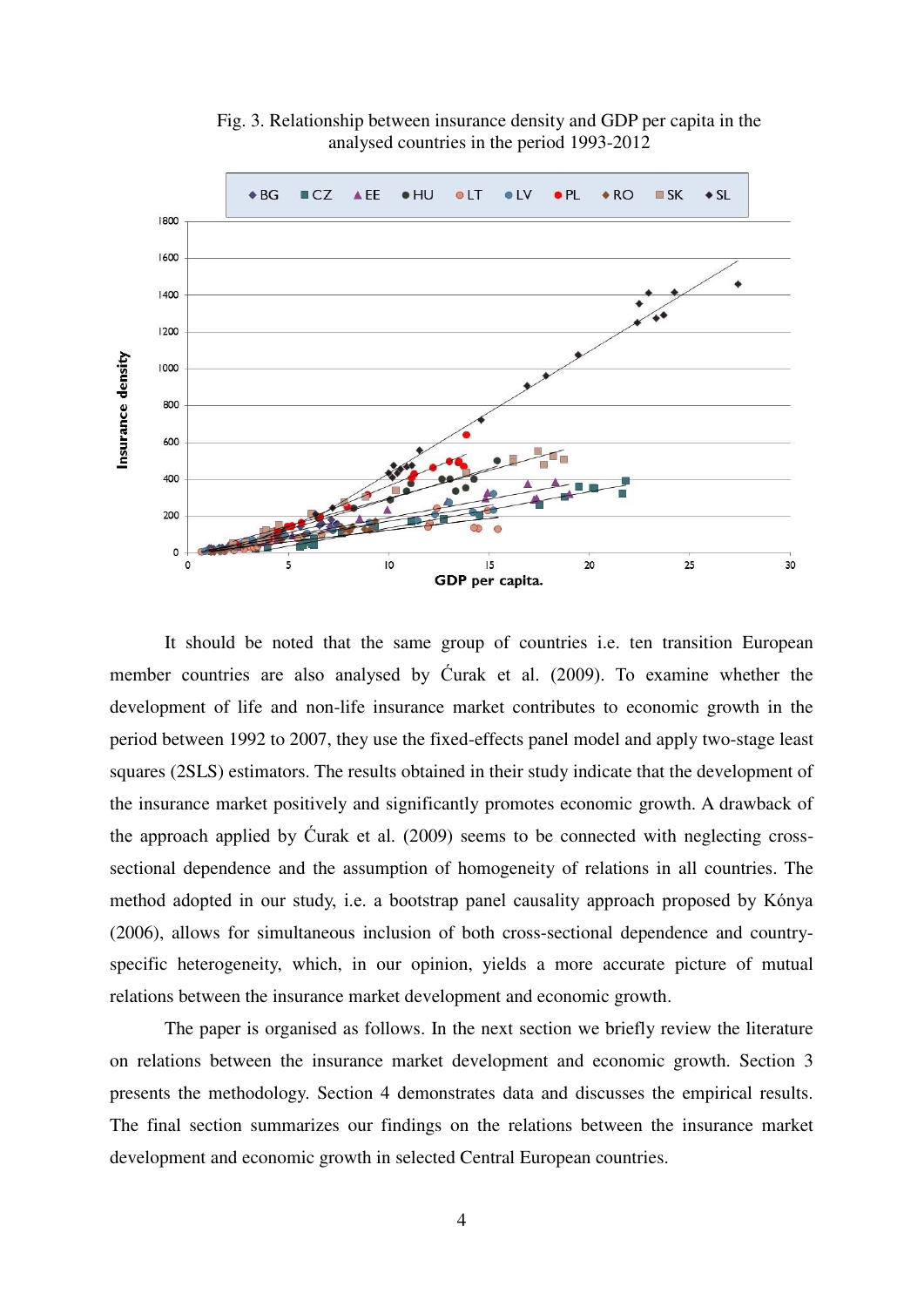Fig. 3. Relationship between insurance density and GDP per capita in the analysed countries in the period 1993-2012

It should be noted that the same group of countries i.e. ten transition European member countries are also analysed by Ćurak et al. (2009). To examine whether the development of life and non-life insurance market contributes to economic growth in the period between 1992 to 2007, they use the fixed-effects panel model and apply two-stage least squares (2SLS) estimators. The results obtained in their study indicate that the development of the insurance market positively and significantly promotes economic growth. A drawback of the approach applied by Ćurak et al. (2009) seems to be connected with neglecting cross-sectional dependence and the assumption of homogeneity of relations in all countries. The method adopted in our study, i.e. a bootstrap panel causality approach proposed by Kónya (2006), allows for simultaneous inclusion of both cross-sectional dependence and country-specific heterogeneity, which, in our opinion, yields a more accurate picture of mutual relations between the insurance market development and economic growth.

The paper is organised as follows. In the next section we briefly review the literature on relations between the insurance market development and economic growth. Section 3 presents the methodology. Section 4 demonstrates data and discusses the empirical results. The final section summarizes our findings on the relations between the insurance market development and economic growth in selected Central European countries.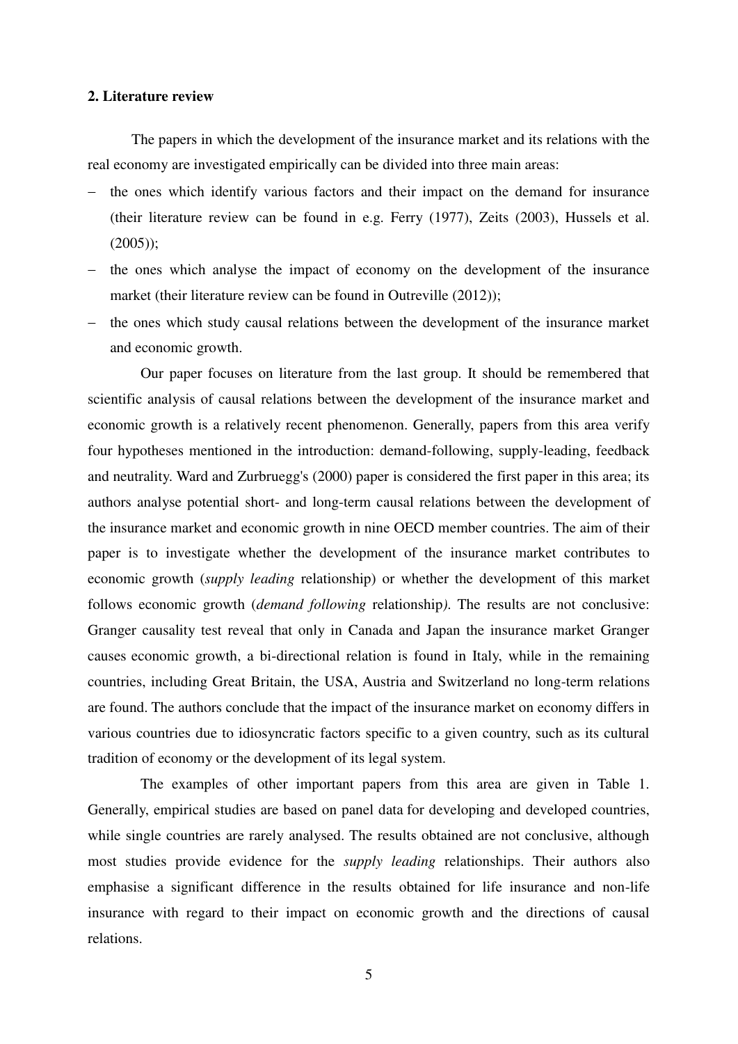## 2. Literature review

The papers in which the development of the insurance market and its relations with the real economy are investigated empirically can be divided into three main areas:

- the ones which identify various factors and their impact on the demand for insurance (their literature review can be found in e.g. Ferry (1977), Zeits (2003), Hussels et al. (2005));
- the ones which analyse the impact of economy on the development of the insurance market (their literature review can be found in Outreville (2012));
- the ones which study causal relations between the development of the insurance market and economic growth.

Our paper focuses on literature from the last group. It should be remembered that scientific analysis of causal relations between the development of the insurance market and economic growth is a relatively recent phenomenon. Generally, papers from this area verify four hypotheses mentioned in the introduction: demand-following, supply-leading, feedback and neutrality. Ward and Zurbruegg's (2000) paper is considered the first paper in this area; its authors analyse potential short- and long-term causal relations between the development of the insurance market and economic growth in nine OECD member countries. The aim of their paper is to investigate whether the development of the insurance market contributes to economic growth (*supply leading* relationship) or whether the development of this market follows economic growth (*demand following* relationship*)*. The results are not conclusive: Granger causality test reveal that only in Canada and Japan the insurance market Granger causes economic growth, a bi-directional relation is found in Italy, while in the remaining countries, including Great Britain, the USA, Austria and Switzerland no long-term relations are found. The authors conclude that the impact of the insurance market on economy differs in various countries due to idiosyncratic factors specific to a given country, such as its cultural tradition of economy or the development of its legal system.

The examples of other important papers from this area are given in Table 1. Generally, empirical studies are based on panel data for developing and developed countries, while single countries are rarely analysed. The results obtained are not conclusive, although most studies provide evidence for the *supply leading* relationships. Their authors also emphasise a significant difference in the results obtained for life insurance and non-life insurance with regard to their impact on economic growth and the directions of causal relations.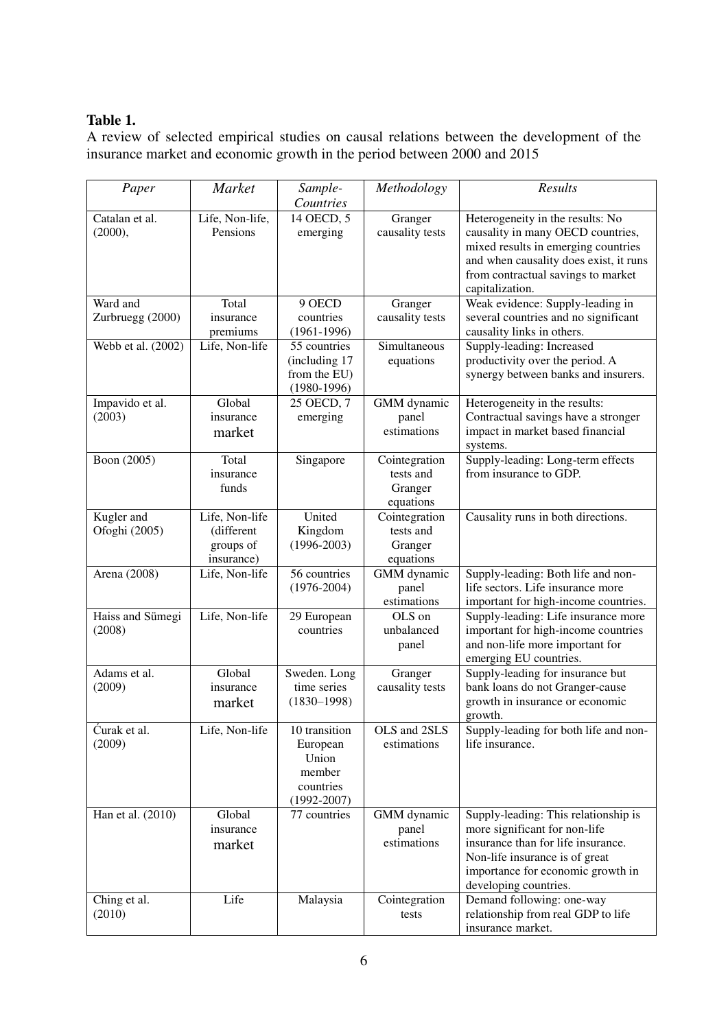**Table 1.**

A review of selected empirical studies on causal relations between the development of the insurance market and economic growth in the period between 2000 and 2015

| *Paper* | *Market* | *Sample-Countries* | *Methodology* | *Results* |
|---|---|---|---|---|
| Catalan et al. (2000), | Life, Non-life, Pensions | 14 OECD, 5 emerging | Granger causality tests | Heterogeneity in the results: No causality in many OECD countries, mixed results in emerging countries and when causality does exist, it runs from contractual savings to market capitalization. |
| Ward and Zurbruegg (2000) | Total insurance premiums | 9 OECD countries (1961-1996) | Granger causality tests | Weak evidence: Supply-leading in several countries and no significant causality links in others. |
| Webb et al. (2002) | Life, Non-life | 55 countries (including 17 from the EU) (1980-1996) | Simultaneous equations | Supply-leading: Increased productivity over the period. A synergy between banks and insurers. |
| Impavido et al. (2003) | Global insurance market | 25 OECD, 7 emerging | GMM dynamic panel estimations | Heterogeneity in the results: Contractual savings have a stronger impact in market based financial systems. |
| Boon (2005) | Total insurance funds | Singapore | Cointegration tests and Granger equations | Supply-leading: Long-term effects from insurance to GDP. |
| Kugler and Ofoghi (2005) | Life, Non-life (different groups of insurance) | United Kingdom (1996-2003) | Cointegration tests and Granger equations | Causality runs in both directions. |
| Arena (2008) | Life, Non-life | 56 countries (1976-2004) | GMM dynamic panel estimations | Supply-leading: Both life and non-life sectors. Life insurance more important for high-income countries. |
| Haiss and Sümegi (2008) | Life, Non-life | 29 European countries | OLS on unbalanced panel | Supply-leading: Life insurance more important for high-income countries and non-life more important for emerging EU countries. |
| Adams et al. (2009) | Global insurance market | Sweden. Long time series (1830–1998) | Granger causality tests | Supply-leading for insurance but bank loans do not Granger-cause growth in insurance or economic growth. |
| Ćurak et al. (2009) | Life, Non-life | 10 transition European Union member countries (1992-2007) | OLS and 2SLS estimations | Supply-leading for both life and non-life insurance. |
| Han et al. (2010) | Global insurance market | 77 countries | GMM dynamic panel estimations | Supply-leading: This relationship is more significant for non-life insurance than for life insurance. Non-life insurance is of great importance for economic growth in developing countries. |
| Ching et al. (2010) | Life | Malaysia | Cointegration tests | Demand following: one-way relationship from real GDP to life insurance market. |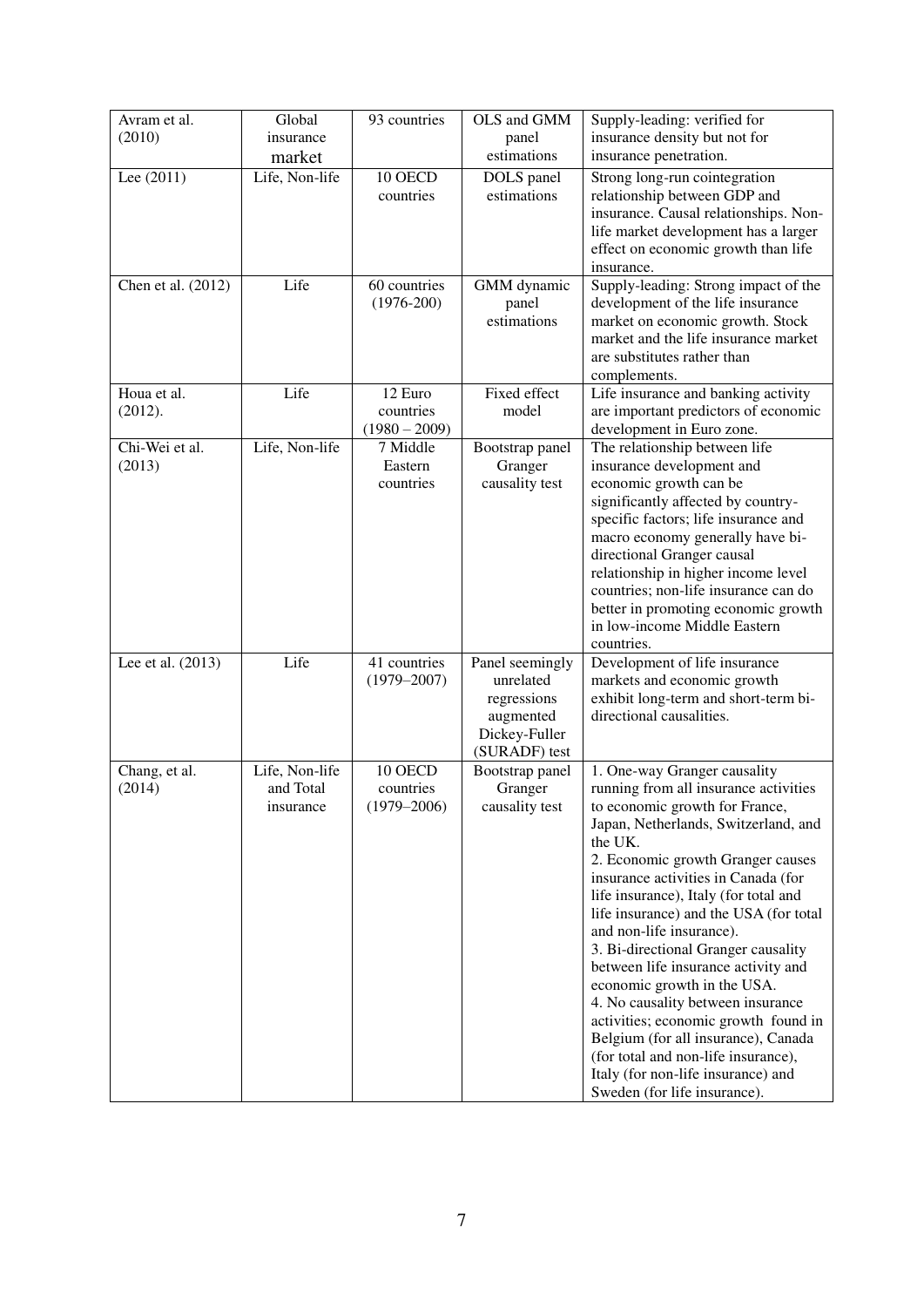| Avram et al. (2010) | Global insurance market | 93 countries | OLS and GMM panel estimations | Supply-leading: verified for insurance density but not for insurance penetration. |
|---|---|---|---|---|
| Lee (2011) | Life, Non-life | 10 OECD countries | DOLS panel estimations | Strong long-run cointegration relationship between GDP and insurance. Causal relationships. Non-life market development has a larger effect on economic growth than life insurance. |
| Chen et al. (2012) | Life | 60 countries (1976-200) | GMM dynamic panel estimations | Supply-leading: Strong impact of the development of the life insurance market on economic growth. Stock market and the life insurance market are substitutes rather than complements. |
| Houa et al. (2012). | Life | 12 Euro countries (1980 – 2009) | Fixed effect model | Life insurance and banking activity are important predictors of economic development in Euro zone. |
| Chi-Wei et al. (2013) | Life, Non-life | 7 Middle Eastern countries | Bootstrap panel Granger causality test | The relationship between life insurance development and economic growth can be significantly affected by country-specific factors; life insurance and macro economy generally have bi-directional Granger causal relationship in higher income level countries; non-life insurance can do better in promoting economic growth in low-income Middle Eastern countries. |
| Lee et al. (2013) | Life | 41 countries (1979–2007) | Panel seemingly unrelated regressions augmented Dickey-Fuller (SURADF) test | Development of life insurance markets and economic growth exhibit long-term and short-term bi-directional causalities. |
| Chang, et al. (2014) | Life, Non-life and Total insurance | 10 OECD countries (1979–2006) | Bootstrap panel Granger causality test | 1. One-way Granger causality running from all insurance activities to economic growth for France, Japan, Netherlands, Switzerland, and the UK.<br>2. Economic growth Granger causes insurance activities in Canada (for life insurance), Italy (for total and life insurance) and the USA (for total and non-life insurance).<br>3. Bi-directional Granger causality between life insurance activity and economic growth in the USA.<br>4. No causality between insurance activities; economic growth found in Belgium (for all insurance), Canada (for total and non-life insurance), Italy (for non-life insurance) and Sweden (for life insurance). |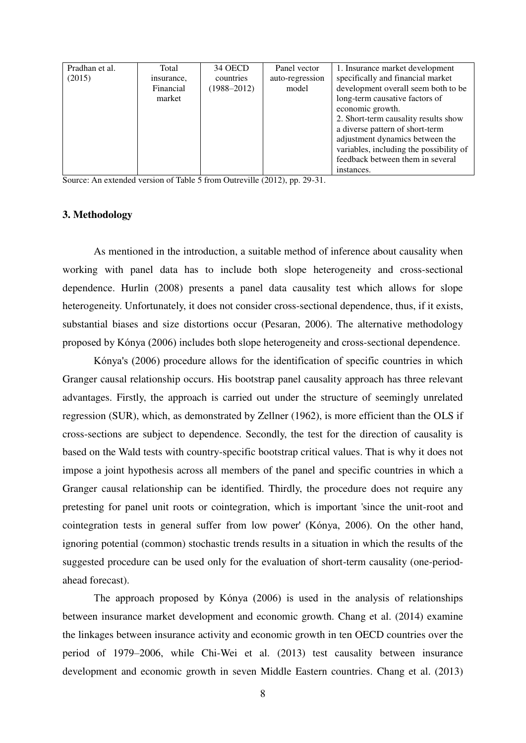| Pradhan et al. (2015) | Total insurance, Financial market | 34 OECD countries (1988–2012) | Panel vector auto-regression model | 1. Insurance market development specifically and financial market development overall seem both to be long-term causative factors of economic growth.<br>2. Short-term causality results show a diverse pattern of short-term adjustment dynamics between the variables, including the possibility of feedback between them in several instances. |
|---|---|---|---|---|

Source: An extended version of Table 5 from Outreville (2012), pp. 29-31.

### 3. Methodology

As mentioned in the introduction, a suitable method of inference about causality when working with panel data has to include both slope heterogeneity and cross-sectional dependence. Hurlin (2008) presents a panel data causality test which allows for slope heterogeneity. Unfortunately, it does not consider cross-sectional dependence, thus, if it exists, substantial biases and size distortions occur (Pesaran, 2006). The alternative methodology proposed by Kónya (2006) includes both slope heterogeneity and cross-sectional dependence.

Kónya's (2006) procedure allows for the identification of specific countries in which Granger causal relationship occurs. His bootstrap panel causality approach has three relevant advantages. Firstly, the approach is carried out under the structure of seemingly unrelated regression (SUR), which, as demonstrated by Zellner (1962), is more efficient than the OLS if cross-sections are subject to dependence. Secondly, the test for the direction of causality is based on the Wald tests with country-specific bootstrap critical values. That is why it does not impose a joint hypothesis across all members of the panel and specific countries in which a Granger causal relationship can be identified. Thirdly, the procedure does not require any pretesting for panel unit roots or cointegration, which is important 'since the unit-root and cointegration tests in general suffer from low power' (Kónya, 2006). On the other hand, ignoring potential (common) stochastic trends results in a situation in which the results of the suggested procedure can be used only for the evaluation of short-term causality (one-period-ahead forecast).

The approach proposed by Kónya (2006) is used in the analysis of relationships between insurance market development and economic growth. Chang et al. (2014) examine the linkages between insurance activity and economic growth in ten OECD countries over the period of 1979–2006, while Chi-Wei et al. (2013) test causality between insurance development and economic growth in seven Middle Eastern countries. Chang et al. (2013)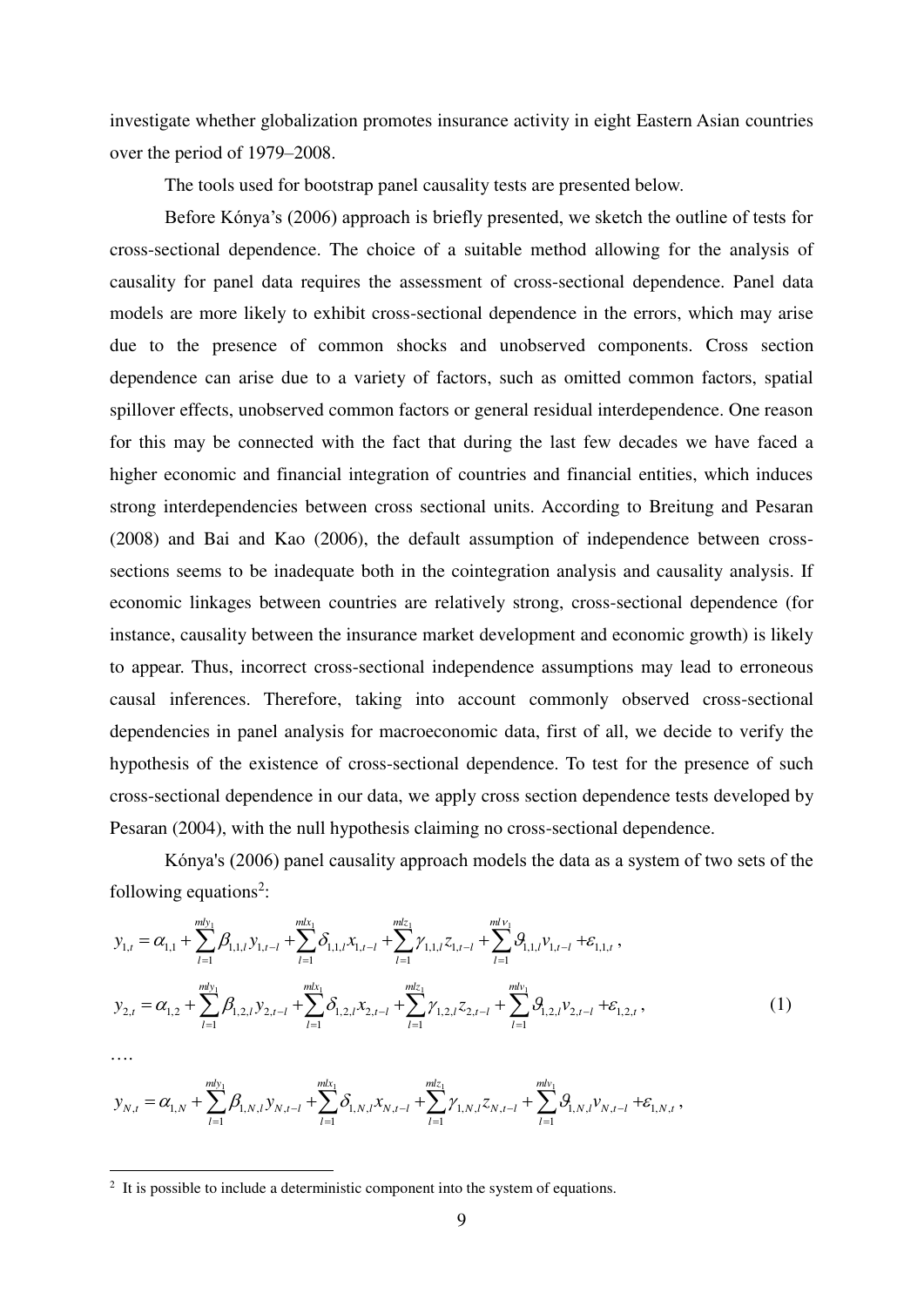investigate whether globalization promotes insurance activity in eight Eastern Asian countries over the period of 1979–2008.

The tools used for bootstrap panel causality tests are presented below.

Before Kónya's (2006) approach is briefly presented, we sketch the outline of tests for cross-sectional dependence. The choice of a suitable method allowing for the analysis of causality for panel data requires the assessment of cross-sectional dependence. Panel data models are more likely to exhibit cross-sectional dependence in the errors, which may arise due to the presence of common shocks and unobserved components. Cross section dependence can arise due to a variety of factors, such as omitted common factors, spatial spillover effects, unobserved common factors or general residual interdependence. One reason for this may be connected with the fact that during the last few decades we have faced a higher economic and financial integration of countries and financial entities, which induces strong interdependencies between cross sectional units. According to Breitung and Pesaran (2008) and Bai and Kao (2006), the default assumption of independence between cross-sections seems to be inadequate both in the cointegration analysis and causality analysis. If economic linkages between countries are relatively strong, cross-sectional dependence (for instance, causality between the insurance market development and economic growth) is likely to appear. Thus, incorrect cross-sectional independence assumptions may lead to erroneous causal inferences. Therefore, taking into account commonly observed cross-sectional dependencies in panel analysis for macroeconomic data, first of all, we decide to verify the hypothesis of the existence of cross-sectional dependence. To test for the presence of such cross-sectional dependence in our data, we apply cross section dependence tests developed by Pesaran (2004), with the null hypothesis claiming no cross-sectional dependence.

Kónya's (2006) panel causality approach models the data as a system of two sets of the following equations[2]:

$$
\begin{aligned}
y_{1,t} &= \alpha_{1,1} + \sum_{l=1}^{mly_1} \beta_{1,1,l} y_{1,t-l} + \sum_{l=1}^{mlx_1} \delta_{1,1,l} x_{1,t-l} + \sum_{l=1}^{mlz_1} \gamma_{1,1,l} z_{1,t-l} + \sum_{l=1}^{mlv_1} \vartheta_{1,1,l} v_{1,t-l} + \varepsilon_{1,1,t}\,, \\
y_{2,t} &= \alpha_{1,2} + \sum_{l=1}^{mly_1} \beta_{1,2,l} y_{2,t-l} + \sum_{l=1}^{mlx_1} \delta_{1,2,l} x_{2,t-l} + \sum_{l=1}^{mlz_1} \gamma_{1,2,l} z_{2,t-l} + \sum_{l=1}^{mlv_1} \vartheta_{1,2,l} v_{2,t-l} + \varepsilon_{1,2,t}\,, \qquad (1) \\
&\;\;\vdots \\
y_{N,t} &= \alpha_{1,N} + \sum_{l=1}^{mly_1} \beta_{1,N,l} y_{N,t-l} + \sum_{l=1}^{mlx_1} \delta_{1,N,l} x_{N,t-l} + \sum_{l=1}^{mlz_1} \gamma_{1,N,l} z_{N,t-l} + \sum_{l=1}^{mlv_1} \vartheta_{1,N,l} v_{N,t-l} + \varepsilon_{1,N,t}\,,
\end{aligned}
$$

[2] It is possible to include a deterministic component into the system of equations.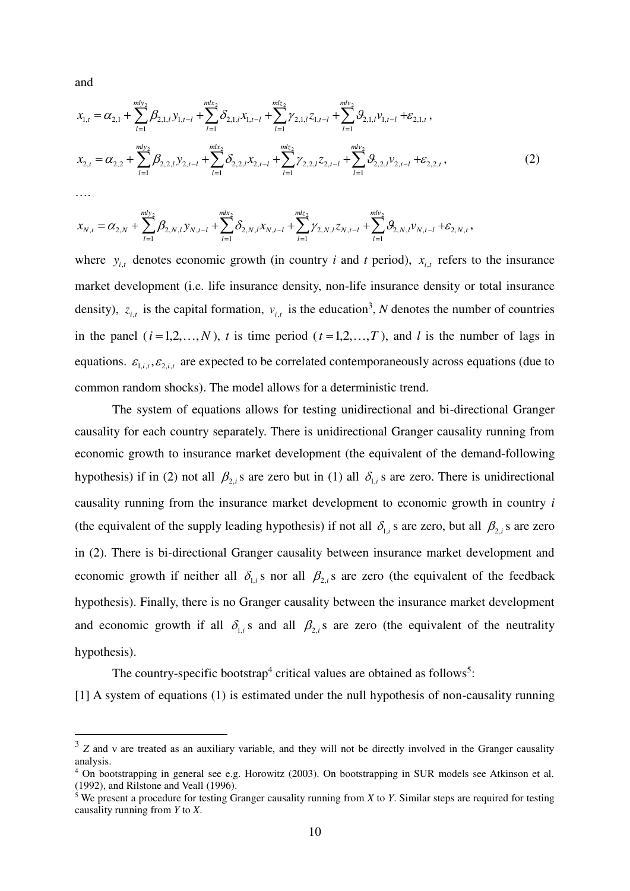and

$$
\begin{aligned}
x_{1,t} &= \alpha_{2,1} + \sum_{l=1}^{mly_2} \beta_{2,1,l} y_{1,t-l} + \sum_{l=1}^{mlx_2} \delta_{2,1,l} x_{1,t-l} + \sum_{l=1}^{mlz_2} \gamma_{2,1,l} z_{1,t-l} + \sum_{l=1}^{mlv_2} \vartheta_{2,1,l} v_{1,t-l} + \varepsilon_{2,1,t}, \\
x_{2,t} &= \alpha_{2,2} + \sum_{l=1}^{mly_2} \beta_{2,2,l} y_{2,t-l} + \sum_{l=1}^{mlx_2} \delta_{2,2,l} x_{2,t-l} + \sum_{l=1}^{mlz_2} \gamma_{2,2,l} z_{2,t-l} + \sum_{l=1}^{mlv_2} \vartheta_{2,2,l} v_{2,t-l} + \varepsilon_{2,2,t}, \qquad (2) \\
&\dots \\
x_{N,t} &= \alpha_{2,N} + \sum_{l=1}^{mly_2} \beta_{2,N,l} y_{N,t-l} + \sum_{l=1}^{mlx_2} \delta_{2,N,l} x_{N,t-l} + \sum_{l=1}^{mlz_2} \gamma_{2,N,l} z_{N,t-l} + \sum_{l=1}^{mlv_2} \vartheta_{2,N,l} v_{N,t-l} + \varepsilon_{2,N,t},
\end{aligned}
$$

where $y_{i,t}$ denotes economic growth (in country *i* and *t* period), $x_{i,t}$ refers to the insurance market development (i.e. life insurance density, non-life insurance density or total insurance density), $z_{i,t}$ is the capital formation, $v_{i,t}$ is the education[3], *N* denotes the number of countries in the panel ($i = 1,2,\dots,N$), *t* is time period ($t = 1,2,\dots,T$), and *l* is the number of lags in equations. $\varepsilon_{1,i,t}, \varepsilon_{2,i,t}$ are expected to be correlated contemporaneously across equations (due to common random shocks). The model allows for a deterministic trend.

The system of equations allows for testing unidirectional and bi-directional Granger causality for each country separately. There is unidirectional Granger causality running from economic growth to insurance market development (the equivalent of the demand-following hypothesis) if in (2) not all $\beta_{2,i}$ s are zero but in (1) all $\delta_{1,i}$ s are zero. There is unidirectional causality running from the insurance market development to economic growth in country *i* (the equivalent of the supply leading hypothesis) if not all $\delta_{1,i}$ s are zero, but all $\beta_{2,i}$ s are zero in (2). There is bi-directional Granger causality between insurance market development and economic growth if neither all $\delta_{1,i}$ s nor all $\beta_{2,i}$ s are zero (the equivalent of the feedback hypothesis). Finally, there is no Granger causality between the insurance market development and economic growth if all $\delta_{1,i}$ s and all $\beta_{2,i}$ s are zero (the equivalent of the neutrality hypothesis).

The country-specific bootstrap[4] critical values are obtained as follows[5]:

[1] A system of equations (1) is estimated under the null hypothesis of non-causality running

---

[3] *Z* and v are treated as an auxiliary variable, and they will not be directly involved in the Granger causality analysis.

[4] On bootstrapping in general see e.g. Horowitz (2003). On bootstrapping in SUR models see Atkinson et al. (1992), and Rilstone and Veall (1996).

[5] We present a procedure for testing Granger causality running from *X* to *Y*. Similar steps are required for testing causality running from *Y* to *X*.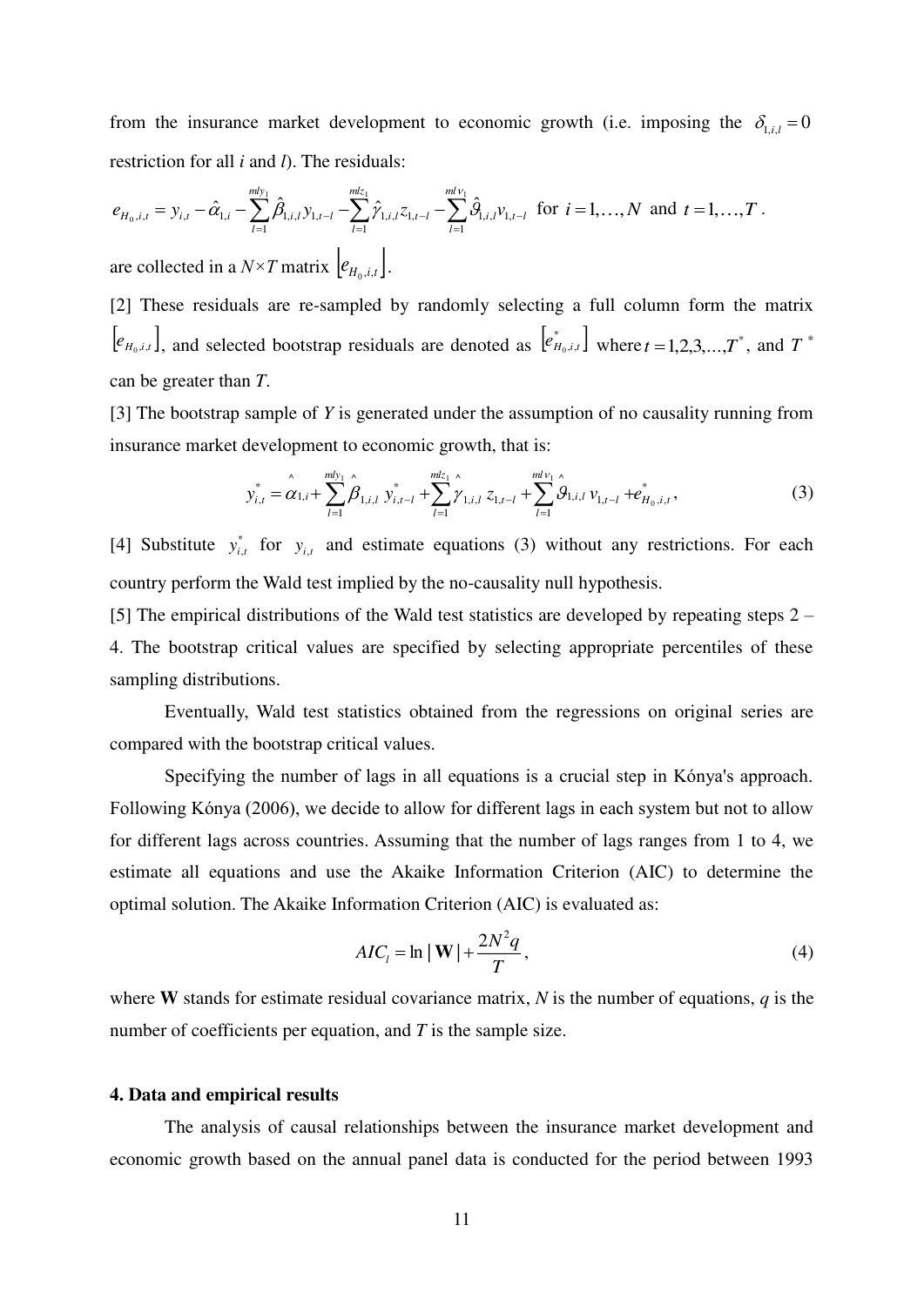from the insurance market development to economic growth (i.e. imposing the $\delta_{1,i,l} = 0$ restriction for all *i* and *l*). The residuals:

$$e_{H_0,i,t} = y_{i,t} - \hat{\alpha}_{1,i} - \sum_{l=1}^{mly_1} \hat{\beta}_{1,i,l} y_{1,t-l} - \sum_{l=1}^{mlz_1} \hat{\gamma}_{1,i,l} z_{1,t-l} - \sum_{l=1}^{ml\nu_1} \hat{\vartheta}_{1,i,l} \nu_{1,t-l} \text{ for } i = 1,\ldots,N \text{ and } t = 1,\ldots,T.$$

are collected in a $N \times T$ matrix $\left[e_{H_0,i,t}\right]$.

[2] These residuals are re-sampled by randomly selecting a full column form the matrix $\left[e_{H_0,i,t}\right]$, and selected bootstrap residuals are denoted as $\left[e^{*}_{H_0,i,t}\right]$ where $t = 1,2,3,\ldots,T^{*}$, and $T^{*}$ can be greater than *T*.

[3] The bootstrap sample of *Y* is generated under the assumption of no causality running from insurance market development to economic growth, that is:

$$y^{*}_{i,t} = \hat{\alpha}_{1,i} + \sum_{l=1}^{mly_1} \hat{\beta}_{1,i,l}\, y^{*}_{i,t-l} + \sum_{l=1}^{mlz_1} \hat{\gamma}_{1,i,l}\, z_{1,t-l} + \sum_{l=1}^{ml\nu_1} \hat{\vartheta}_{1,i,l}\, \nu_{1,t-l} + e^{*}_{H_0,i,t}, \tag{3}$$

[4] Substitute $y^{*}_{i,t}$ for $y_{i,t}$ and estimate equations (3) without any restrictions. For each country perform the Wald test implied by the no-causality null hypothesis.

[5] The empirical distributions of the Wald test statistics are developed by repeating steps 2 – 4. The bootstrap critical values are specified by selecting appropriate percentiles of these sampling distributions.

Eventually, Wald test statistics obtained from the regressions on original series are compared with the bootstrap critical values.

Specifying the number of lags in all equations is a crucial step in Kónya's approach. Following Kónya (2006), we decide to allow for different lags in each system but not to allow for different lags across countries. Assuming that the number of lags ranges from 1 to 4, we estimate all equations and use the Akaike Information Criterion (AIC) to determine the optimal solution. The Akaike Information Criterion (AIC) is evaluated as:

$$AIC_l = \ln|\mathbf{W}| + \frac{2N^2 q}{T}, \tag{4}$$

where **W** stands for estimate residual covariance matrix, *N* is the number of equations, *q* is the number of coefficients per equation, and *T* is the sample size.

#### 4. Data and empirical results

The analysis of causal relationships between the insurance market development and economic growth based on the annual panel data is conducted for the period between 1993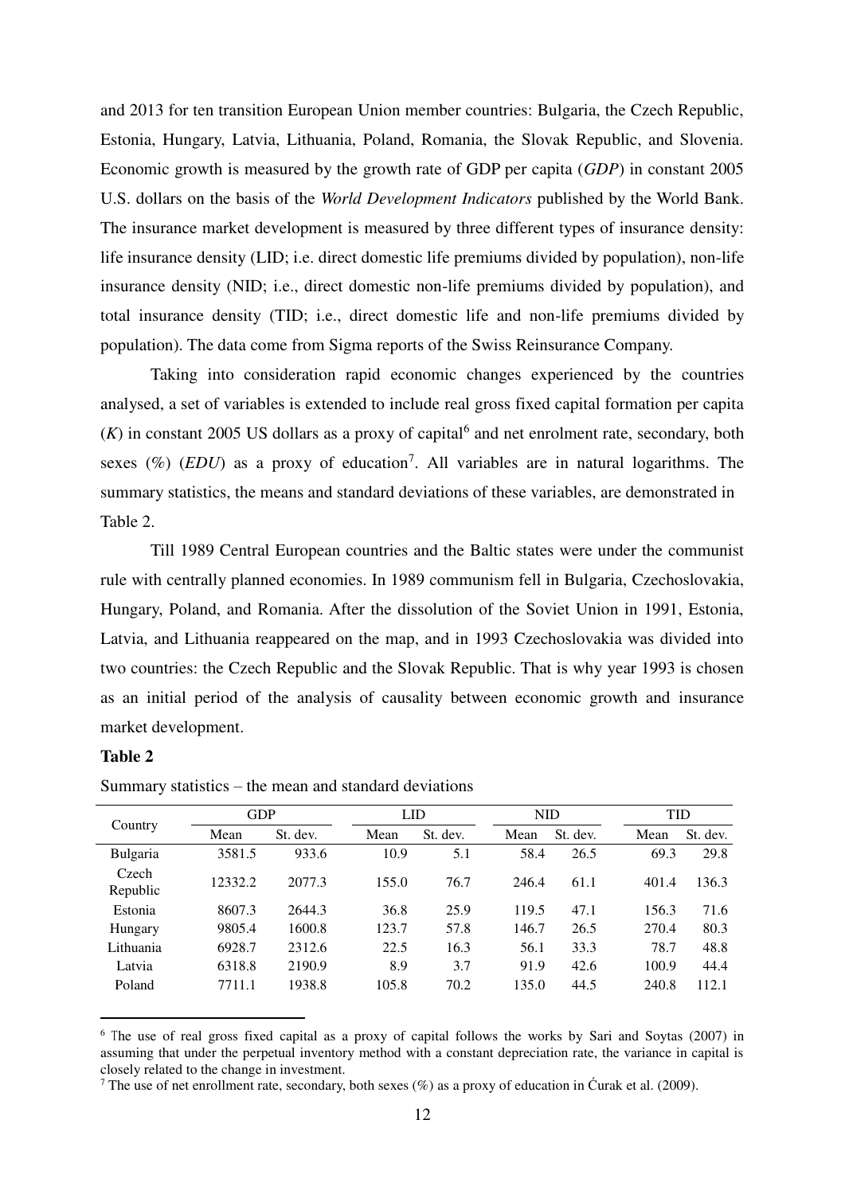and 2013 for ten transition European Union member countries: Bulgaria, the Czech Republic, Estonia, Hungary, Latvia, Lithuania, Poland, Romania, the Slovak Republic, and Slovenia. Economic growth is measured by the growth rate of GDP per capita (*GDP*) in constant 2005 U.S. dollars on the basis of the *World Development Indicators* published by the World Bank. The insurance market development is measured by three different types of insurance density: life insurance density (LID; i.e. direct domestic life premiums divided by population), non-life insurance density (NID; i.e., direct domestic non-life premiums divided by population), and total insurance density (TID; i.e., direct domestic life and non-life premiums divided by population). The data come from Sigma reports of the Swiss Reinsurance Company.

Taking into consideration rapid economic changes experienced by the countries analysed, a set of variables is extended to include real gross fixed capital formation per capita (*K*) in constant 2005 US dollars as a proxy of capital[6] and net enrolment rate, secondary, both sexes (%) (*EDU*) as a proxy of education[7]. All variables are in natural logarithms. The summary statistics, the means and standard deviations of these variables, are demonstrated in Table 2.

Till 1989 Central European countries and the Baltic states were under the communist rule with centrally planned economies. In 1989 communism fell in Bulgaria, Czechoslovakia, Hungary, Poland, and Romania. After the dissolution of the Soviet Union in 1991, Estonia, Latvia, and Lithuania reappeared on the map, and in 1993 Czechoslovakia was divided into two countries: the Czech Republic and the Slovak Republic. That is why year 1993 is chosen as an initial period of the analysis of causality between economic growth and insurance market development.

**Table 2**

Summary statistics – the mean and standard deviations

| Country | GDP | | LID | | NID | | TID | |
|---|---|---|---|---|---|---|---|---|
| | Mean | St. dev. | Mean | St. dev. | Mean | St. dev. | Mean | St. dev. |
| Bulgaria | 3581.5 | 933.6 | 10.9 | 5.1 | 58.4 | 26.5 | 69.3 | 29.8 |
| Czech Republic | 12332.2 | 2077.3 | 155.0 | 76.7 | 246.4 | 61.1 | 401.4 | 136.3 |
| Estonia | 8607.3 | 2644.3 | 36.8 | 25.9 | 119.5 | 47.1 | 156.3 | 71.6 |
| Hungary | 9805.4 | 1600.8 | 123.7 | 57.8 | 146.7 | 26.5 | 270.4 | 80.3 |
| Lithuania | 6928.7 | 2312.6 | 22.5 | 16.3 | 56.1 | 33.3 | 78.7 | 48.8 |
| Latvia | 6318.8 | 2190.9 | 8.9 | 3.7 | 91.9 | 42.6 | 100.9 | 44.4 |
| Poland | 7711.1 | 1938.8 | 105.8 | 70.2 | 135.0 | 44.5 | 240.8 | 112.1 |

[6] The use of real gross fixed capital as a proxy of capital follows the works by Sari and Soytas (2007) in assuming that under the perpetual inventory method with a constant depreciation rate, the variance in capital is closely related to the change in investment.

[7] The use of net enrollment rate, secondary, both sexes (%) as a proxy of education in Ćurak et al. (2009).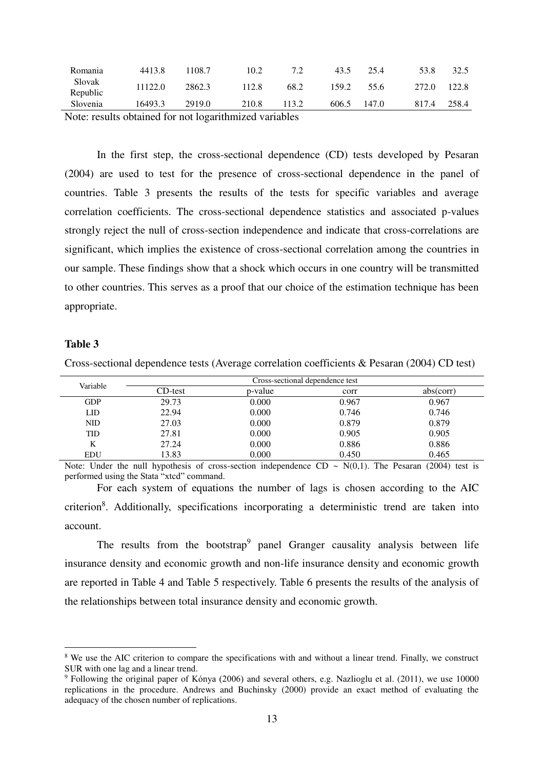| Romania | 4413.8 | 1108.7 | 10.2 | 7.2 | 43.5 | 25.4 | 53.8 | 32.5 |
|---|---|---|---|---|---|---|---|---|
| Slovak Republic | 11122.0 | 2862.3 | 112.8 | 68.2 | 159.2 | 55.6 | 272.0 | 122.8 |
| Slovenia | 16493.3 | 2919.0 | 210.8 | 113.2 | 606.5 | 147.0 | 817.4 | 258.4 |

Note: results obtained for not logarithmized variables

In the first step, the cross-sectional dependence (CD) tests developed by Pesaran (2004) are used to test for the presence of cross-sectional dependence in the panel of countries. Table 3 presents the results of the tests for specific variables and average correlation coefficients. The cross-sectional dependence statistics and associated p-values strongly reject the null of cross-section independence and indicate that cross-correlations are significant, which implies the existence of cross-sectional correlation among the countries in our sample. These findings show that a shock which occurs in one country will be transmitted to other countries. This serves as a proof that our choice of the estimation technique has been appropriate.

**Table 3**

Cross-sectional dependence tests (Average correlation coefficients & Pesaran (2004) CD test)

| Variable | Cross-sectional dependence test | | | |
|---|---|---|---|---|
| | CD-test | p-value | corr | abs(corr) |
| GDP | 29.73 | 0.000 | 0.967 | 0.967 |
| LID | 22.94 | 0.000 | 0.746 | 0.746 |
| NID | 27.03 | 0.000 | 0.879 | 0.879 |
| TID | 27.81 | 0.000 | 0.905 | 0.905 |
| K | 27.24 | 0.000 | 0.886 | 0.886 |
| EDU | 13.83 | 0.000 | 0.450 | 0.465 |

Note: Under the null hypothesis of cross-section independence CD ~ N(0,1). The Pesaran (2004) test is performed using the Stata "xtcd" command.

For each system of equations the number of lags is chosen according to the AIC criterion[8]. Additionally, specifications incorporating a deterministic trend are taken into account.

The results from the bootstrap[9] panel Granger causality analysis between life insurance density and economic growth and non-life insurance density and economic growth are reported in Table 4 and Table 5 respectively. Table 6 presents the results of the analysis of the relationships between total insurance density and economic growth.

[8] We use the AIC criterion to compare the specifications with and without a linear trend. Finally, we construct SUR with one lag and a linear trend.

[9] Following the original paper of Kónya (2006) and several others, e.g. Nazlioglu et al. (2011), we use 10000 replications in the procedure. Andrews and Buchinsky (2000) provide an exact method of evaluating the adequacy of the chosen number of replications.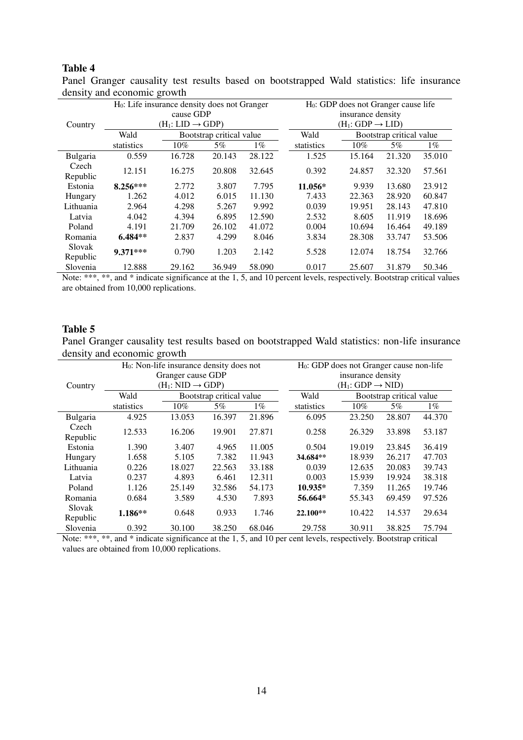**Table 4**

Panel Granger causality test results based on bootstrapped Wald statistics: life insurance density and economic growth

| Country | $H_0$: Life insurance density does not Granger cause GDP ($H_1$: LID → GDP) | | | | $H_0$: GDP does not Granger cause life insurance density ($H_1$: GDP → LID) | | | |
|---|---|---|---|---|---|---|---|---|
| | Wald statistics | Bootstrap critical value | | | Wald statistics | Bootstrap critical value | | |
| | | 10% | 5% | 1% | | 10% | 5% | 1% |
| Bulgaria | 0.559 | 16.728 | 20.143 | 28.122 | 1.525 | 15.164 | 21.320 | 35.010 |
| Czech Republic | 12.151 | 16.275 | 20.808 | 32.645 | 0.392 | 24.857 | 32.320 | 57.561 |
| Estonia | **8.256*** ** | 2.772 | 3.807 | 7.795 | **11.056*** | 9.939 | 13.680 | 23.912 |
| Hungary | 1.262 | 4.012 | 6.015 | 11.130 | 7.433 | 22.363 | 28.920 | 60.847 |
| Lithuania | 2.964 | 4.298 | 5.267 | 9.992 | 0.039 | 19.951 | 28.143 | 47.810 |
| Latvia | 4.042 | 4.394 | 6.895 | 12.590 | 2.532 | 8.605 | 11.919 | 18.696 |
| Poland | 4.191 | 21.709 | 26.102 | 41.072 | 0.004 | 10.694 | 16.464 | 49.189 |
| Romania | **6.484**** | 2.837 | 4.299 | 8.046 | 3.834 | 28.308 | 33.747 | 53.506 |
| Slovak Republic | **9.371***** | 0.790 | 1.203 | 2.142 | 5.528 | 12.074 | 18.754 | 32.766 |
| Slovenia | 12.888 | 29.162 | 36.949 | 58.090 | 0.017 | 25.607 | 31.879 | 50.346 |

Note: ***, **, and * indicate significance at the 1, 5, and 10 percent levels, respectively. Bootstrap critical values are obtained from 10,000 replications.

**Table 5**

Panel Granger causality test results based on bootstrapped Wald statistics: non-life insurance density and economic growth

| Country | $H_0$: Non-life insurance density does not Granger cause GDP ($H_1$: NID → GDP) | | | | $H_0$: GDP does not Granger cause non-life insurance density ($H_1$: GDP → NID) | | | |
|---|---|---|---|---|---|---|---|---|
| | Wald statistics | Bootstrap critical value | | | Wald statistics | Bootstrap critical value | | |
| | | 10% | 5% | 1% | | 10% | 5% | 1% |
| Bulgaria | 4.925 | 13.053 | 16.397 | 21.896 | 6.095 | 23.250 | 28.807 | 44.370 |
| Czech Republic | 12.533 | 16.206 | 19.901 | 27.871 | 0.258 | 26.329 | 33.898 | 53.187 |
| Estonia | 1.390 | 3.407 | 4.965 | 11.005 | 0.504 | 19.019 | 23.845 | 36.419 |
| Hungary | 1.658 | 5.105 | 7.382 | 11.943 | **34.684**** | 18.939 | 26.217 | 47.703 |
| Lithuania | 0.226 | 18.027 | 22.563 | 33.188 | 0.039 | 12.635 | 20.083 | 39.743 |
| Latvia | 0.237 | 4.893 | 6.461 | 12.311 | 0.003 | 15.939 | 19.924 | 38.318 |
| Poland | 1.126 | 25.149 | 32.586 | 54.173 | **10.935*** | 7.359 | 11.265 | 19.746 |
| Romania | 0.684 | 3.589 | 4.530 | 7.893 | **56.664*** | 55.343 | 69.459 | 97.526 |
| Slovak Republic | **1.186**** | 0.648 | 0.933 | 1.746 | **22.100**** | 10.422 | 14.537 | 29.634 |
| Slovenia | 0.392 | 30.100 | 38.250 | 68.046 | 29.758 | 30.911 | 38.825 | 75.794 |

Note: ***, **, and * indicate significance at the 1, 5, and 10 per cent levels, respectively. Bootstrap critical values are obtained from 10,000 replications.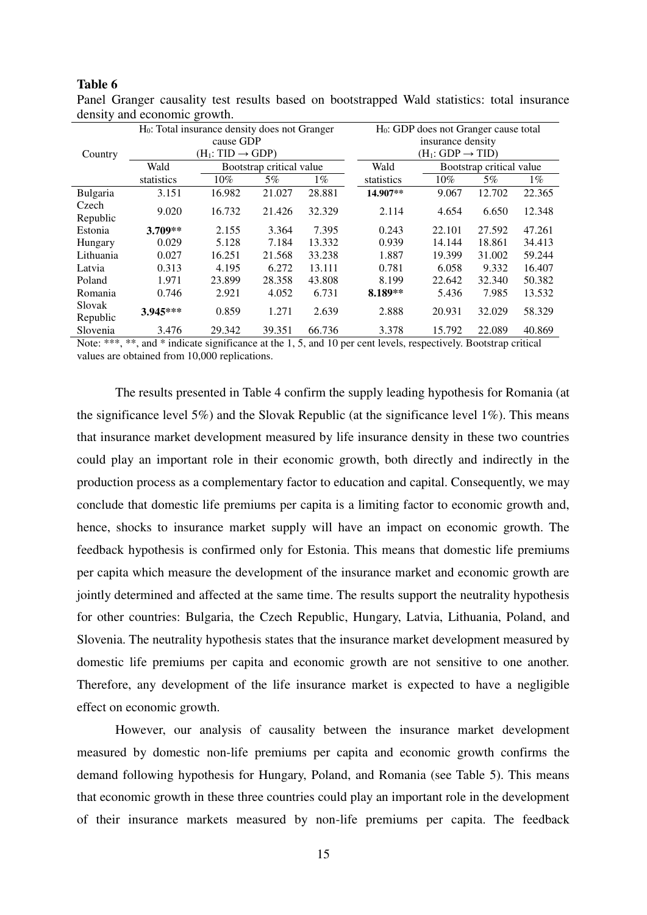**Table 6**

Panel Granger causality test results based on bootstrapped Wald statistics: total insurance density and economic growth.

| Country | $H_0$: Total insurance density does not Granger cause GDP ($H_1$: TID → GDP) | | | | $H_0$: GDP does not Granger cause total insurance density ($H_1$: GDP → TID) | | | |
|---|---|---|---|---|---|---|---|---|
| | Wald statistics | Bootstrap critical value | | | Wald statistics | Bootstrap critical value | | |
| | | 10% | 5% | 1% | | 10% | 5% | 1% |
| Bulgaria | 3.151 | 16.982 | 21.027 | 28.881 | **14.907**** | 9.067 | 12.702 | 22.365 |
| Czech Republic | 9.020 | 16.732 | 21.426 | 32.329 | 2.114 | 4.654 | 6.650 | 12.348 |
| Estonia | **3.709**** | 2.155 | 3.364 | 7.395 | 0.243 | 22.101 | 27.592 | 47.261 |
| Hungary | 0.029 | 5.128 | 7.184 | 13.332 | 0.939 | 14.144 | 18.861 | 34.413 |
| Lithuania | 0.027 | 16.251 | 21.568 | 33.238 | 1.887 | 19.399 | 31.002 | 59.244 |
| Latvia | 0.313 | 4.195 | 6.272 | 13.111 | 0.781 | 6.058 | 9.332 | 16.407 |
| Poland | 1.971 | 23.899 | 28.358 | 43.808 | 8.199 | 22.642 | 32.340 | 50.382 |
| Romania | 0.746 | 2.921 | 4.052 | 6.731 | **8.189**** | 5.436 | 7.985 | 13.532 |
| Slovak Republic | **3.945***** | 0.859 | 1.271 | 2.639 | 2.888 | 20.931 | 32.029 | 58.329 |
| Slovenia | 3.476 | 29.342 | 39.351 | 66.736 | 3.378 | 15.792 | 22.089 | 40.869 |

Note: ***, **, and * indicate significance at the 1, 5, and 10 per cent levels, respectively. Bootstrap critical values are obtained from 10,000 replications.

The results presented in Table 4 confirm the supply leading hypothesis for Romania (at the significance level 5%) and the Slovak Republic (at the significance level 1%). This means that insurance market development measured by life insurance density in these two countries could play an important role in their economic growth, both directly and indirectly in the production process as a complementary factor to education and capital. Consequently, we may conclude that domestic life premiums per capita is a limiting factor to economic growth and, hence, shocks to insurance market supply will have an impact on economic growth. The feedback hypothesis is confirmed only for Estonia. This means that domestic life premiums per capita which measure the development of the insurance market and economic growth are jointly determined and affected at the same time. The results support the neutrality hypothesis for other countries: Bulgaria, the Czech Republic, Hungary, Latvia, Lithuania, Poland, and Slovenia. The neutrality hypothesis states that the insurance market development measured by domestic life premiums per capita and economic growth are not sensitive to one another. Therefore, any development of the life insurance market is expected to have a negligible effect on economic growth.

However, our analysis of causality between the insurance market development measured by domestic non-life premiums per capita and economic growth confirms the demand following hypothesis for Hungary, Poland, and Romania (see Table 5). This means that economic growth in these three countries could play an important role in the development of their insurance markets measured by non-life premiums per capita. The feedback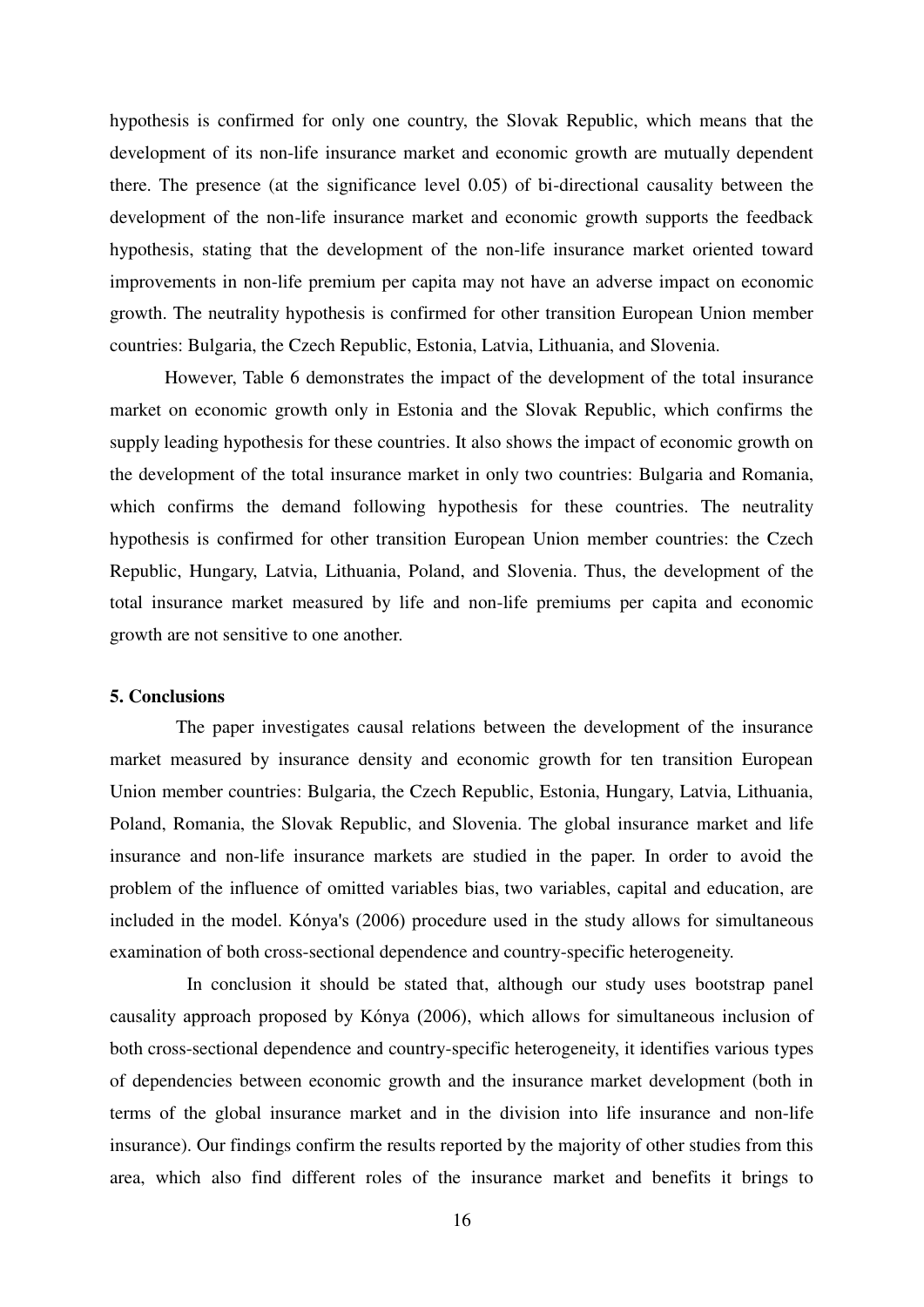hypothesis is confirmed for only one country, the Slovak Republic, which means that the development of its non-life insurance market and economic growth are mutually dependent there. The presence (at the significance level 0.05) of bi-directional causality between the development of the non-life insurance market and economic growth supports the feedback hypothesis, stating that the development of the non-life insurance market oriented toward improvements in non-life premium per capita may not have an adverse impact on economic growth. The neutrality hypothesis is confirmed for other transition European Union member countries: Bulgaria, the Czech Republic, Estonia, Latvia, Lithuania, and Slovenia.

However, Table 6 demonstrates the impact of the development of the total insurance market on economic growth only in Estonia and the Slovak Republic, which confirms the supply leading hypothesis for these countries. It also shows the impact of economic growth on the development of the total insurance market in only two countries: Bulgaria and Romania, which confirms the demand following hypothesis for these countries. The neutrality hypothesis is confirmed for other transition European Union member countries: the Czech Republic, Hungary, Latvia, Lithuania, Poland, and Slovenia. Thus, the development of the total insurance market measured by life and non-life premiums per capita and economic growth are not sensitive to one another.

### 5. Conclusions

The paper investigates causal relations between the development of the insurance market measured by insurance density and economic growth for ten transition European Union member countries: Bulgaria, the Czech Republic, Estonia, Hungary, Latvia, Lithuania, Poland, Romania, the Slovak Republic, and Slovenia. The global insurance market and life insurance and non-life insurance markets are studied in the paper. In order to avoid the problem of the influence of omitted variables bias, two variables, capital and education, are included in the model. Kónya's (2006) procedure used in the study allows for simultaneous examination of both cross-sectional dependence and country-specific heterogeneity.

In conclusion it should be stated that, although our study uses bootstrap panel causality approach proposed by Kónya (2006), which allows for simultaneous inclusion of both cross-sectional dependence and country-specific heterogeneity, it identifies various types of dependencies between economic growth and the insurance market development (both in terms of the global insurance market and in the division into life insurance and non-life insurance). Our findings confirm the results reported by the majority of other studies from this area, which also find different roles of the insurance market and benefits it brings to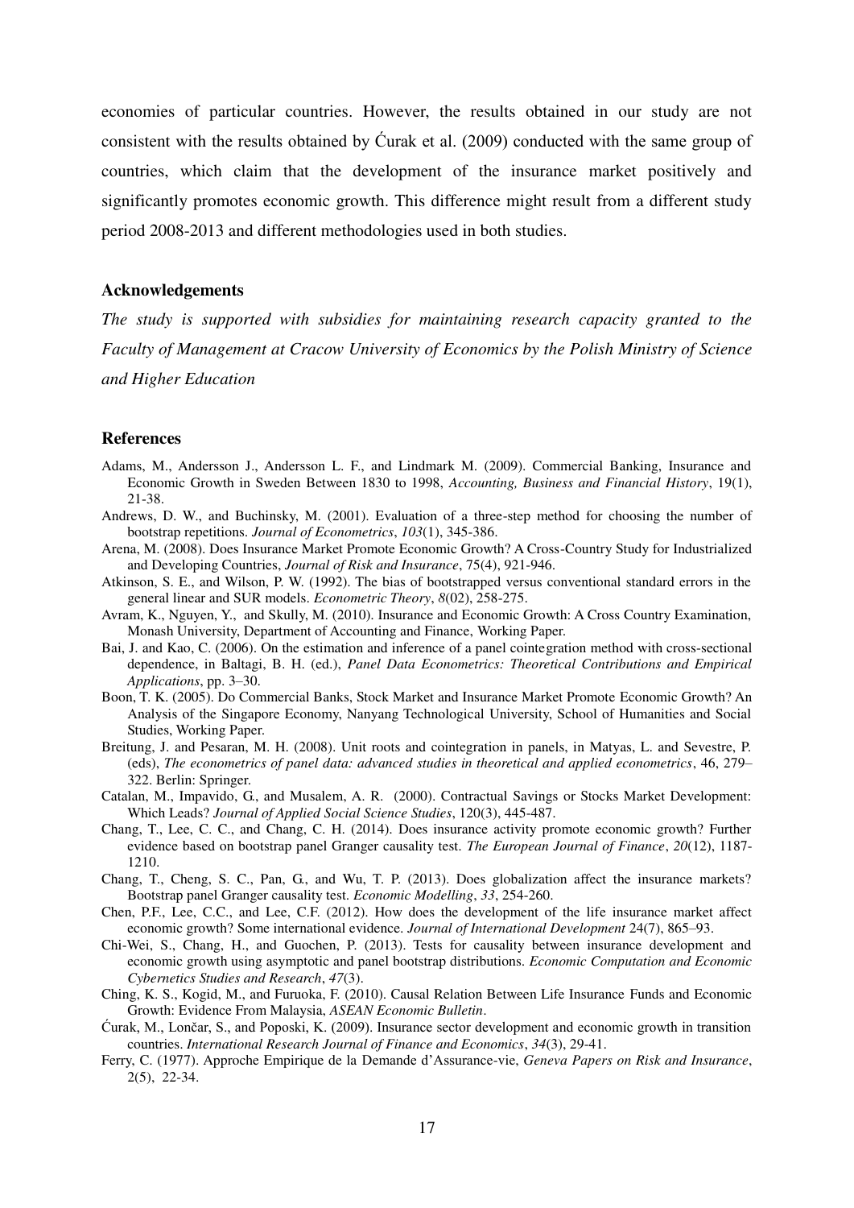economies of particular countries. However, the results obtained in our study are not consistent with the results obtained by Ćurak et al. (2009) conducted with the same group of countries, which claim that the development of the insurance market positively and significantly promotes economic growth. This difference might result from a different study period 2008-2013 and different methodologies used in both studies.

### Acknowledgements

*The study is supported with subsidies for maintaining research capacity granted to the Faculty of Management at Cracow University of Economics by the Polish Ministry of Science and Higher Education*

### References

Adams, M., Andersson J., Andersson L. F., and Lindmark M. (2009). Commercial Banking, Insurance and Economic Growth in Sweden Between 1830 to 1998, *Accounting, Business and Financial History*, 19(1), 21-38.

Andrews, D. W., and Buchinsky, M. (2001). Evaluation of a three-step method for choosing the number of bootstrap repetitions. *Journal of Econometrics*, *103*(1), 345-386.

Arena, M. (2008). Does Insurance Market Promote Economic Growth? A Cross-Country Study for Industrialized and Developing Countries, *Journal of Risk and Insurance*, 75(4), 921-946.

Atkinson, S. E., and Wilson, P. W. (1992). The bias of bootstrapped versus conventional standard errors in the general linear and SUR models. *Econometric Theory*, *8*(02), 258-275.

Avram, K., Nguyen, Y., and Skully, M. (2010). Insurance and Economic Growth: A Cross Country Examination, Monash University, Department of Accounting and Finance, Working Paper.

Bai, J. and Kao, C. (2006). On the estimation and inference of a panel cointegration method with cross-sectional dependence, in Baltagi, B. H. (ed.), *Panel Data Econometrics: Theoretical Contributions and Empirical Applications*, pp. 3–30.

Boon, T. K. (2005). Do Commercial Banks, Stock Market and Insurance Market Promote Economic Growth? An Analysis of the Singapore Economy, Nanyang Technological University, School of Humanities and Social Studies, Working Paper.

Breitung, J. and Pesaran, M. H. (2008). Unit roots and cointegration in panels, in Matyas, L. and Sevestre, P. (eds), *The econometrics of panel data: advanced studies in theoretical and applied econometrics*, 46, 279–322. Berlin: Springer.

Catalan, M., Impavido, G., and Musalem, A. R. (2000). Contractual Savings or Stocks Market Development: Which Leads? *Journal of Applied Social Science Studies*, 120(3), 445-487.

Chang, T., Lee, C. C., and Chang, C. H. (2014). Does insurance activity promote economic growth? Further evidence based on bootstrap panel Granger causality test. *The European Journal of Finance*, *20*(12), 1187-1210.

Chang, T., Cheng, S. C., Pan, G., and Wu, T. P. (2013). Does globalization affect the insurance markets? Bootstrap panel Granger causality test. *Economic Modelling*, *33*, 254-260.

Chen, P.F., Lee, C.C., and Lee, C.F. (2012). How does the development of the life insurance market affect economic growth? Some international evidence. *Journal of International Development* 24(7), 865–93.

Chi-Wei, S., Chang, H., and Guochen, P. (2013). Tests for causality between insurance development and economic growth using asymptotic and panel bootstrap distributions. *Economic Computation and Economic Cybernetics Studies and Research*, *47*(3).

Ching, K. S., Kogid, M., and Furuoka, F. (2010). Causal Relation Between Life Insurance Funds and Economic Growth: Evidence From Malaysia, *ASEAN Economic Bulletin*.

Ćurak, M., Lončar, S., and Poposki, K. (2009). Insurance sector development and economic growth in transition countries. *International Research Journal of Finance and Economics*, *34*(3), 29-41.

Ferry, C. (1977). Approche Empirique de la Demande d'Assurance-vie, *Geneva Papers on Risk and Insurance*, 2(5), 22-34.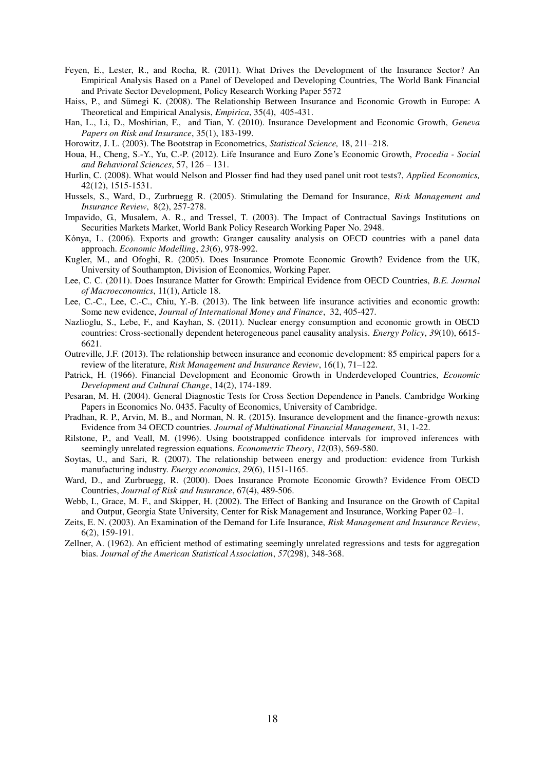Feyen, E., Lester, R., and Rocha, R. (2011). What Drives the Development of the Insurance Sector? An Empirical Analysis Based on a Panel of Developed and Developing Countries, The World Bank Financial and Private Sector Development, Policy Research Working Paper 5572

Haiss, P., and Sümegi K. (2008). The Relationship Between Insurance and Economic Growth in Europe: A Theoretical and Empirical Analysis, *Empirica*, 35(4), 405-431.

Han, L., Li, D., Moshirian, F., and Tian, Y. (2010). Insurance Development and Economic Growth, *Geneva Papers on Risk and Insurance*, 35(1), 183-199.

Horowitz, J. L. (2003). The Bootstrap in Econometrics, *Statistical Science,* 18, 211–218.

Houa, H., Cheng, S.-Y., Yu, C.-P. (2012). Life Insurance and Euro Zone's Economic Growth, *Procedia - Social and Behavioral Sciences*, 57, 126 – 131.

Hurlin, C. (2008). What would Nelson and Plosser find had they used panel unit root tests?, *Applied Economics,* 42(12), 1515-1531.

Hussels, S., Ward, D., Zurbruegg R. (2005). Stimulating the Demand for Insurance, *Risk Management and Insurance Review*, 8(2), 257-278.

Impavido, G., Musalem, A. R., and Tressel, T. (2003). The Impact of Contractual Savings Institutions on Securities Markets Market, World Bank Policy Research Working Paper No. 2948.

Kónya, L. (2006). Exports and growth: Granger causality analysis on OECD countries with a panel data approach. *Economic Modelling*, *23*(6), 978-992.

Kugler, M., and Ofoghi, R. (2005). Does Insurance Promote Economic Growth? Evidence from the UK, University of Southampton, Division of Economics, Working Paper.

Lee, C. C. (2011). Does Insurance Matter for Growth: Empirical Evidence from OECD Countries, *B.E. Journal of Macroeconomics*, 11(1), Article 18.

Lee, C.-C., Lee, C.-C., Chiu, Y.-B. (2013). The link between life insurance activities and economic growth: Some new evidence, *Journal of International Money and Finance*, 32, 405-427.

Nazlioglu, S., Lebe, F., and Kayhan, S. (2011). Nuclear energy consumption and economic growth in OECD countries: Cross-sectionally dependent heterogeneous panel causality analysis. *Energy Policy*, *39*(10), 6615-6621.

Outreville, J.F. (2013). The relationship between insurance and economic development: 85 empirical papers for a review of the literature, *Risk Management and Insurance Review*, 16(1), 71–122.

Patrick, H. (1966). Financial Development and Economic Growth in Underdeveloped Countries, *Economic Development and Cultural Change*, 14(2), 174-189.

Pesaran, M. H. (2004). General Diagnostic Tests for Cross Section Dependence in Panels. Cambridge Working Papers in Economics No. 0435. Faculty of Economics, University of Cambridge.

Pradhan, R. P., Arvin, M. B., and Norman, N. R. (2015). Insurance development and the finance-growth nexus: Evidence from 34 OECD countries. *Journal of Multinational Financial Management*, 31, 1-22.

Rilstone, P., and Veall, M. (1996). Using bootstrapped confidence intervals for improved inferences with seemingly unrelated regression equations. *Econometric Theory*, *12*(03), 569-580.

Soytas, U., and Sari, R. (2007). The relationship between energy and production: evidence from Turkish manufacturing industry. *Energy economics*, *29*(6), 1151-1165.

Ward, D., and Zurbruegg, R. (2000). Does Insurance Promote Economic Growth? Evidence From OECD Countries, *Journal of Risk and Insurance*, 67(4), 489-506.

Webb, I., Grace, M. F., and Skipper, H. (2002). The Effect of Banking and Insurance on the Growth of Capital and Output, Georgia State University, Center for Risk Management and Insurance, Working Paper 02–1.

Zeits, E. N. (2003). An Examination of the Demand for Life Insurance, *Risk Management and Insurance Review*, 6(2), 159-191.

Zellner, A. (1962). An efficient method of estimating seemingly unrelated regressions and tests for aggregation bias. *Journal of the American Statistical Association*, *57*(298), 348-368.